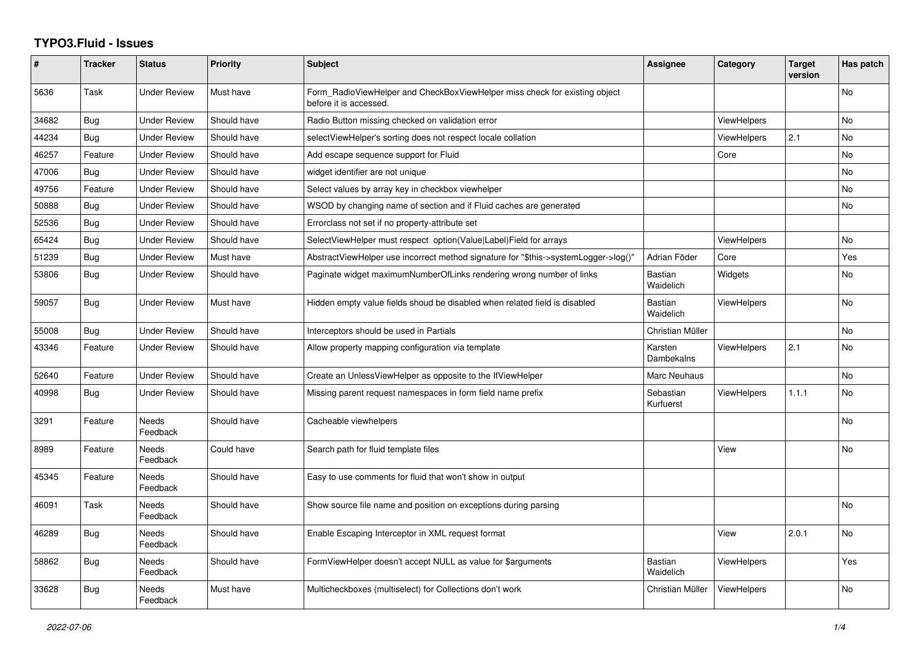# TYPO3.Fluid - Issues

| # | Tracker | Status | Priority | Subject | Assignee | Category | Target version | Has patch |
|---|---|---|---|---|---|---|---|---|
| 5636 | Task | Under Review | Must have | Form_RadioViewHelper and CheckBoxViewHelper miss check for existing object before it is accessed. | | | | No |
| 34682 | Bug | Under Review | Should have | Radio Button missing checked on validation error | | ViewHelpers | | No |
| 44234 | Bug | Under Review | Should have | selectViewHelper's sorting does not respect locale collation | | ViewHelpers | 2.1 | No |
| 46257 | Feature | Under Review | Should have | Add escape sequence support for Fluid | | Core | | No |
| 47006 | Bug | Under Review | Should have | widget identifier are not unique | | | | No |
| 49756 | Feature | Under Review | Should have | Select values by array key in checkbox viewhelper | | | | No |
| 50888 | Bug | Under Review | Should have | WSOD by changing name of section and if Fluid caches are generated | | | | No |
| 52536 | Bug | Under Review | Should have | Errorclass not set if no property-attribute set | | | | |
| 65424 | Bug | Under Review | Should have | SelectViewHelper must respect option(Value\|Label)Field for arrays | | ViewHelpers | | No |
| 51239 | Bug | Under Review | Must have | AbstractViewHelper use incorrect method signature for "$this->systemLogger->log()" | Adrian Föder | Core | | Yes |
| 53806 | Bug | Under Review | Should have | Paginate widget maximumNumberOfLinks rendering wrong number of links | Bastian Waidelich | Widgets | | No |
| 59057 | Bug | Under Review | Must have | Hidden empty value fields shoud be disabled when related field is disabled | Bastian Waidelich | ViewHelpers | | No |
| 55008 | Bug | Under Review | Should have | Interceptors should be used in Partials | Christian Müller | | | No |
| 43346 | Feature | Under Review | Should have | Allow property mapping configuration via template | Karsten Dambekalns | ViewHelpers | 2.1 | No |
| 52640 | Feature | Under Review | Should have | Create an UnlessViewHelper as opposite to the IfViewHelper | Marc Neuhaus | | | No |
| 40998 | Bug | Under Review | Should have | Missing parent request namespaces in form field name prefix | Sebastian Kurfuerst | ViewHelpers | 1.1.1 | No |
| 3291 | Feature | Needs Feedback | Should have | Cacheable viewhelpers | | | | No |
| 8989 | Feature | Needs Feedback | Could have | Search path for fluid template files | | View | | No |
| 45345 | Feature | Needs Feedback | Should have | Easy to use comments for fluid that won't show in output | | | | |
| 46091 | Task | Needs Feedback | Should have | Show source file name and position on exceptions during parsing | | | | No |
| 46289 | Bug | Needs Feedback | Should have | Enable Escaping Interceptor in XML request format | | View | 2.0.1 | No |
| 58862 | Bug | Needs Feedback | Should have | FormViewHelper doesn't accept NULL as value for $arguments | Bastian Waidelich | ViewHelpers | | Yes |
| 33628 | Bug | Needs Feedback | Must have | Multicheckboxes (multiselect) for Collections don't work | Christian Müller | ViewHelpers | | No |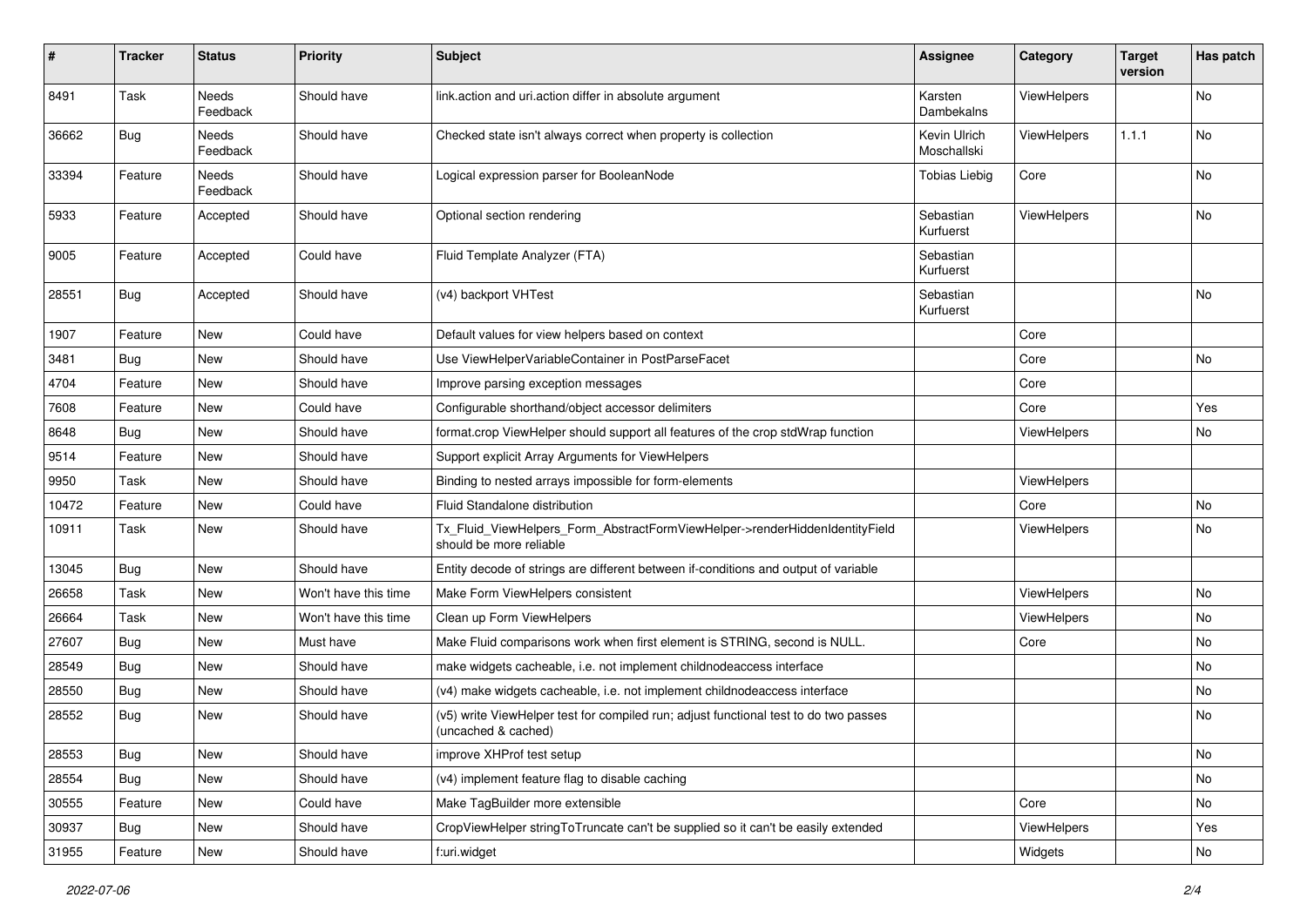| # | Tracker | Status | Priority | Subject | Assignee | Category | Target version | Has patch |
|---|---|---|---|---|---|---|---|---|
| 8491 | Task | Needs Feedback | Should have | link.action and uri.action differ in absolute argument | Karsten Dambekalns | ViewHelpers | | No |
| 36662 | Bug | Needs Feedback | Should have | Checked state isn't always correct when property is collection | Kevin Ulrich Moschallski | ViewHelpers | 1.1.1 | No |
| 33394 | Feature | Needs Feedback | Should have | Logical expression parser for BooleanNode | Tobias Liebig | Core | | No |
| 5933 | Feature | Accepted | Should have | Optional section rendering | Sebastian Kurfuerst | ViewHelpers | | No |
| 9005 | Feature | Accepted | Could have | Fluid Template Analyzer (FTA) | Sebastian Kurfuerst | | | |
| 28551 | Bug | Accepted | Should have | (v4) backport VHTest | Sebastian Kurfuerst | | | No |
| 1907 | Feature | New | Could have | Default values for view helpers based on context | | Core | | |
| 3481 | Bug | New | Should have | Use ViewHelperVariableContainer in PostParseFacet | | Core | | No |
| 4704 | Feature | New | Should have | Improve parsing exception messages | | Core | | |
| 7608 | Feature | New | Could have | Configurable shorthand/object accessor delimiters | | Core | | Yes |
| 8648 | Bug | New | Should have | format.crop ViewHelper should support all features of the crop stdWrap function | | ViewHelpers | | No |
| 9514 | Feature | New | Should have | Support explicit Array Arguments for ViewHelpers | | | | |
| 9950 | Task | New | Should have | Binding to nested arrays impossible for form-elements | | ViewHelpers | | |
| 10472 | Feature | New | Could have | Fluid Standalone distribution | | Core | | No |
| 10911 | Task | New | Should have | Tx_Fluid_ViewHelpers_Form_AbstractFormViewHelper->renderHiddenIdentityField should be more reliable | | ViewHelpers | | No |
| 13045 | Bug | New | Should have | Entity decode of strings are different between if-conditions and output of variable | | | | |
| 26658 | Task | New | Won't have this time | Make Form ViewHelpers consistent | | ViewHelpers | | No |
| 26664 | Task | New | Won't have this time | Clean up Form ViewHelpers | | ViewHelpers | | No |
| 27607 | Bug | New | Must have | Make Fluid comparisons work when first element is STRING, second is NULL. | | Core | | No |
| 28549 | Bug | New | Should have | make widgets cacheable, i.e. not implement childnodeaccess interface | | | | No |
| 28550 | Bug | New | Should have | (v4) make widgets cacheable, i.e. not implement childnodeaccess interface | | | | No |
| 28552 | Bug | New | Should have | (v5) write ViewHelper test for compiled run; adjust functional test to do two passes (uncached & cached) | | | | No |
| 28553 | Bug | New | Should have | improve XHProf test setup | | | | No |
| 28554 | Bug | New | Should have | (v4) implement feature flag to disable caching | | | | No |
| 30555 | Feature | New | Could have | Make TagBuilder more extensible | | Core | | No |
| 30937 | Bug | New | Should have | CropViewHelper stringToTruncate can't be supplied so it can't be easily extended | | ViewHelpers | | Yes |
| 31955 | Feature | New | Should have | f:uri.widget | | Widgets | | No |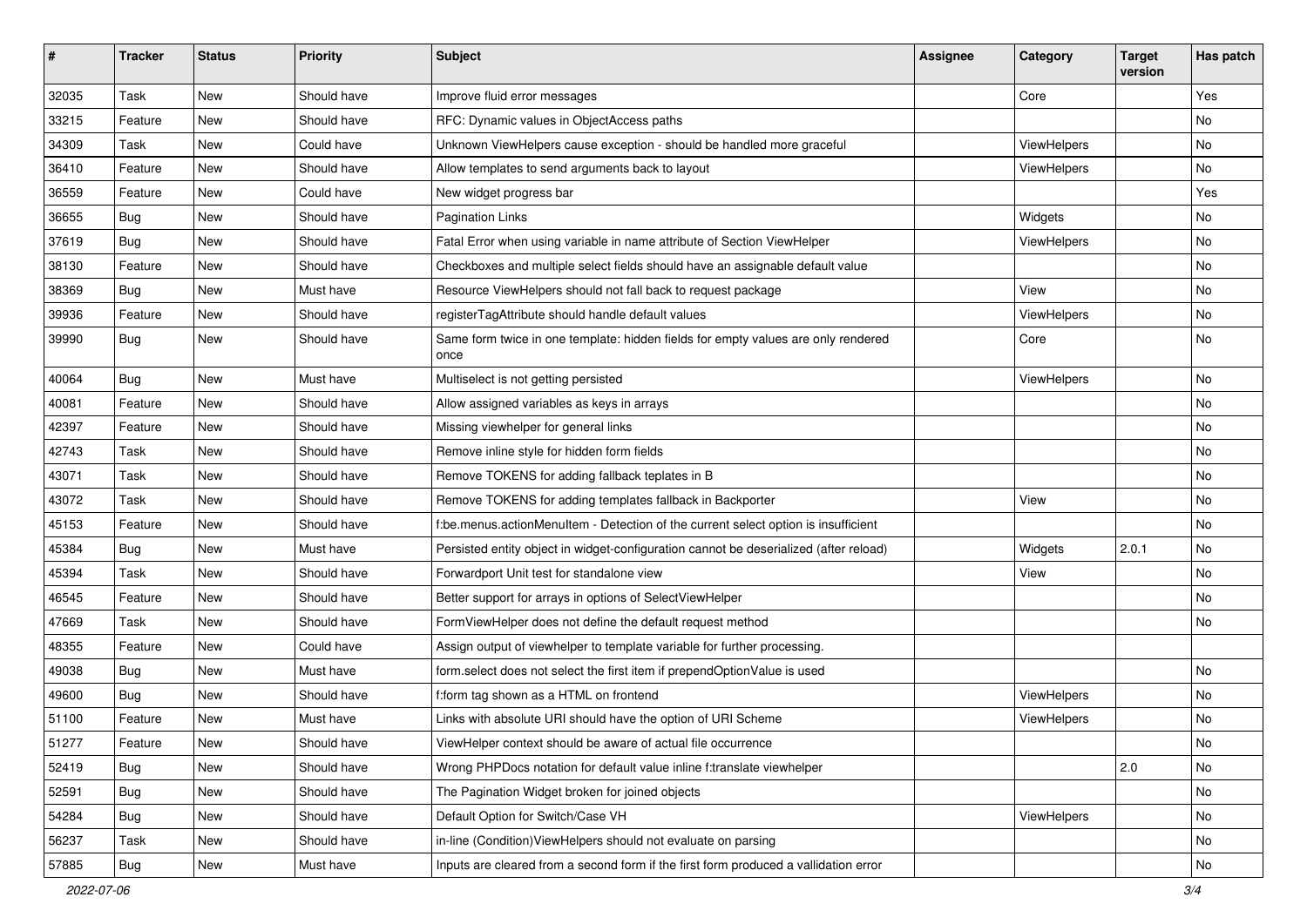| # | Tracker | Status | Priority | Subject | Assignee | Category | Target version | Has patch |
|---|---|---|---|---|---|---|---|---|
| 32035 | Task | New | Should have | Improve fluid error messages | | Core | | Yes |
| 33215 | Feature | New | Should have | RFC: Dynamic values in ObjectAccess paths | | | | No |
| 34309 | Task | New | Could have | Unknown ViewHelpers cause exception - should be handled more graceful | | ViewHelpers | | No |
| 36410 | Feature | New | Should have | Allow templates to send arguments back to layout | | ViewHelpers | | No |
| 36559 | Feature | New | Could have | New widget progress bar | | | | Yes |
| 36655 | Bug | New | Should have | Pagination Links | | Widgets | | No |
| 37619 | Bug | New | Should have | Fatal Error when using variable in name attribute of Section ViewHelper | | ViewHelpers | | No |
| 38130 | Feature | New | Should have | Checkboxes and multiple select fields should have an assignable default value | | | | No |
| 38369 | Bug | New | Must have | Resource ViewHelpers should not fall back to request package | | View | | No |
| 39936 | Feature | New | Should have | registerTagAttribute should handle default values | | ViewHelpers | | No |
| 39990 | Bug | New | Should have | Same form twice in one template: hidden fields for empty values are only rendered once | | Core | | No |
| 40064 | Bug | New | Must have | Multiselect is not getting persisted | | ViewHelpers | | No |
| 40081 | Feature | New | Should have | Allow assigned variables as keys in arrays | | | | No |
| 42397 | Feature | New | Should have | Missing viewhelper for general links | | | | No |
| 42743 | Task | New | Should have | Remove inline style for hidden form fields | | | | No |
| 43071 | Task | New | Should have | Remove TOKENS for adding fallback teplates in B | | | | No |
| 43072 | Task | New | Should have | Remove TOKENS for adding templates fallback in Backporter | | View | | No |
| 45153 | Feature | New | Should have | f:be.menus.actionMenuItem - Detection of the current select option is insufficient | | | | No |
| 45384 | Bug | New | Must have | Persisted entity object in widget-configuration cannot be deserialized (after reload) | | Widgets | 2.0.1 | No |
| 45394 | Task | New | Should have | Forwardport Unit test for standalone view | | View | | No |
| 46545 | Feature | New | Should have | Better support for arrays in options of SelectViewHelper | | | | No |
| 47669 | Task | New | Should have | FormViewHelper does not define the default request method | | | | No |
| 48355 | Feature | New | Could have | Assign output of viewhelper to template variable for further processing. | | | | |
| 49038 | Bug | New | Must have | form.select does not select the first item if prependOptionValue is used | | | | No |
| 49600 | Bug | New | Should have | f:form tag shown as a HTML on frontend | | ViewHelpers | | No |
| 51100 | Feature | New | Must have | Links with absolute URI should have the option of URI Scheme | | ViewHelpers | | No |
| 51277 | Feature | New | Should have | ViewHelper context should be aware of actual file occurrence | | | | No |
| 52419 | Bug | New | Should have | Wrong PHPDocs notation for default value inline f:translate viewhelper | | | 2.0 | No |
| 52591 | Bug | New | Should have | The Pagination Widget broken for joined objects | | | | No |
| 54284 | Bug | New | Should have | Default Option for Switch/Case VH | | ViewHelpers | | No |
| 56237 | Task | New | Should have | in-line (Condition)ViewHelpers should not evaluate on parsing | | | | No |
| 57885 | Bug | New | Must have | Inputs are cleared from a second form if the first form produced a vallidation error | | | | No |

2022-07-06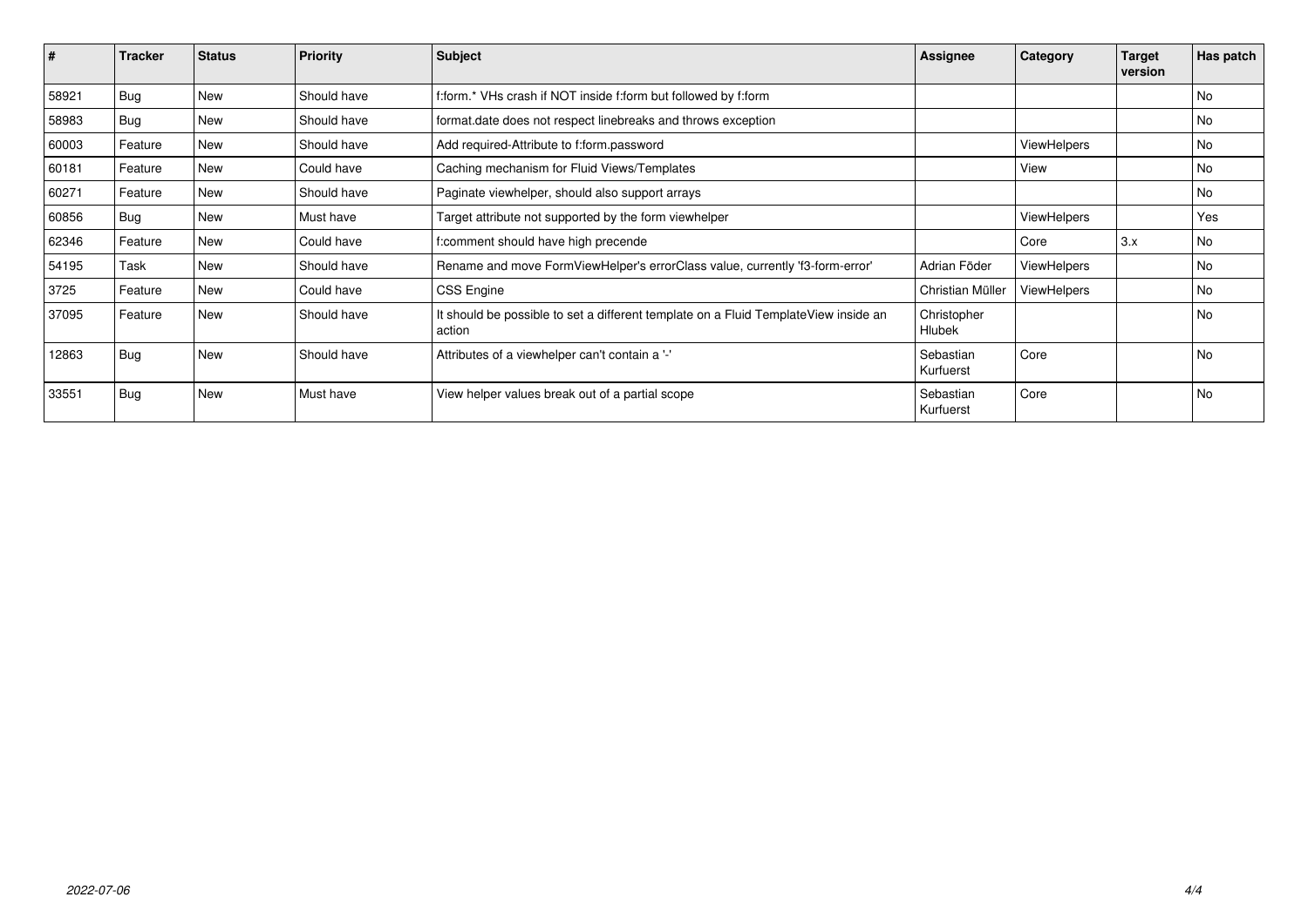| # | Tracker | Status | Priority | Subject | Assignee | Category | Target version | Has patch |
|---|---|---|---|---|---|---|---|---|
| 58921 | Bug | New | Should have | f:form.* VHs crash if NOT inside f:form but followed by f:form | | | | No |
| 58983 | Bug | New | Should have | format.date does not respect linebreaks and throws exception | | | | No |
| 60003 | Feature | New | Should have | Add required-Attribute to f:form.password | | ViewHelpers | | No |
| 60181 | Feature | New | Could have | Caching mechanism for Fluid Views/Templates | | View | | No |
| 60271 | Feature | New | Should have | Paginate viewhelper, should also support arrays | | | | No |
| 60856 | Bug | New | Must have | Target attribute not supported by the form viewhelper | | ViewHelpers | | Yes |
| 62346 | Feature | New | Could have | f:comment should have high precende | | Core | 3.x | No |
| 54195 | Task | New | Should have | Rename and move FormViewHelper's errorClass value, currently 'f3-form-error' | Adrian Föder | ViewHelpers | | No |
| 3725 | Feature | New | Could have | CSS Engine | Christian Müller | ViewHelpers | | No |
| 37095 | Feature | New | Should have | It should be possible to set a different template on a Fluid TemplateView inside an action | Christopher Hlubek | | | No |
| 12863 | Bug | New | Should have | Attributes of a viewhelper can't contain a '-' | Sebastian Kurfuerst | Core | | No |
| 33551 | Bug | New | Must have | View helper values break out of a partial scope | Sebastian Kurfuerst | Core | | No |

*2022-07-06*